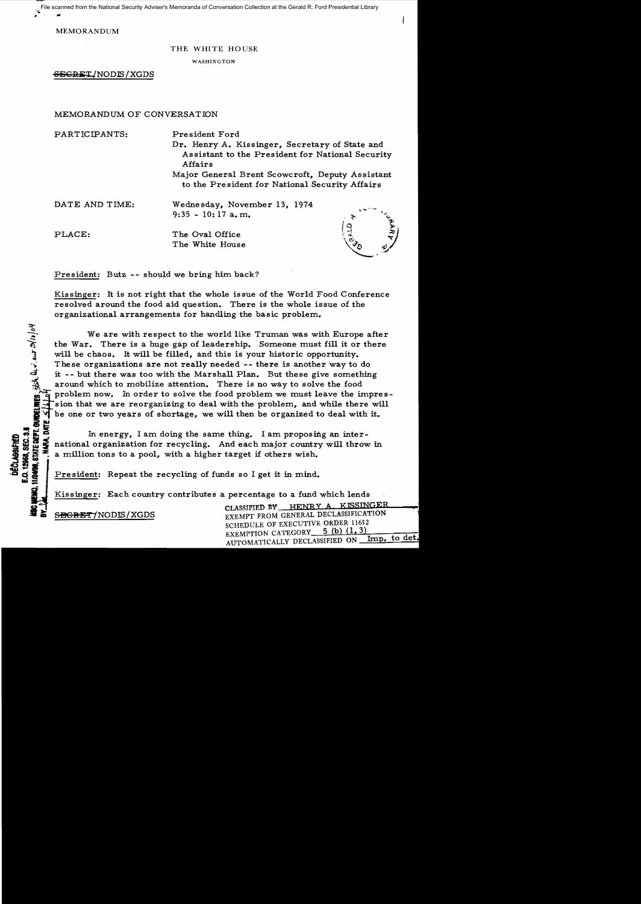MEMORANDUM

THE WHITE HOUSE

WASHINGTON

~~SECRET~~/NODIS/XGDS

MEMORANDUM OF CONVERSATION

PARTICIPANTS: President Ford

Dr. Henry A. Kissinger, Secretary of State and Assistant to the President for National Security Affairs

Major General Brent Scowcroft, Deputy Assistant to the President for National Security Affairs

DATE AND TIME: Wednesday, November 13, 1974
9:35 - 10:17 a.m.

PLACE: The Oval Office
The White House

President: Butz -- should we bring him back?

Kissinger: It is not right that the whole issue of the World Food Conference resolved around the food aid question. There is the whole issue of the organizational arrangements for handling the basic problem.

We are with respect to the world like Truman was with Europe after the War. There is a huge gap of leadership. Someone must fill it or there will be chaos. It will be filled, and this is your historic opportunity. These organizations are not really needed -- there is another way to do it -- but there was too with the Marshall Plan. But these give something around which to mobilize attention. There is no way to solve the food problem now. In order to solve the food problem we must leave the impression that we are reorganizing to deal with the problem, and while there will be one or two years of shortage, we will then be organized to deal with it.

In energy, I am doing the same thing. I am proposing an international organization for recycling. And each major country will throw in a million tons to a pool, with a higher target if others wish.

President: Repeat the recycling of funds so I get it in mind.

Kissinger: Each country contributes a percentage to a fund which lends

~~SECRET~~/NODIS/XGDS

CLASSIFIED BY HENRY A. KISSINGER
EXEMPT FROM GENERAL DECLASSIFICATION SCHEDULE OF EXECUTIVE ORDER 11652
EXEMPTION CATEGORY 5 (b) (1, 3)
AUTOMATICALLY DECLASSIFIED ON Imp. to det.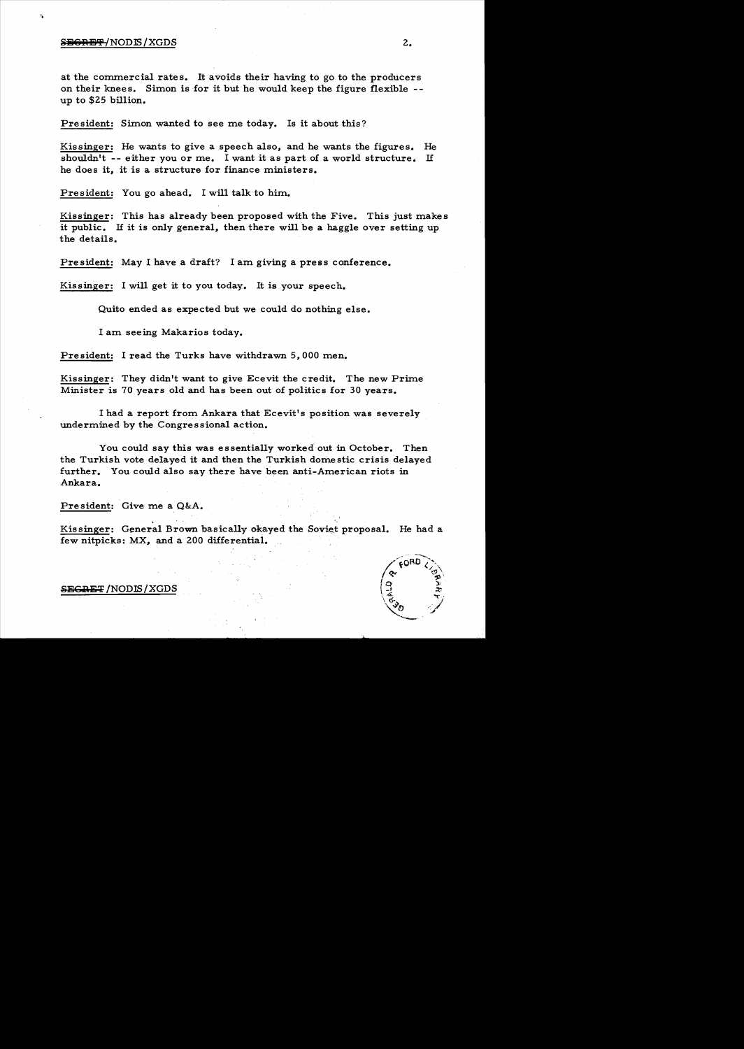at the commercial rates. It avoids their having to go to the producers on their knees. Simon is for it but he would keep the figure flexible -- up to $25 billion.

President: Simon wanted to see me today. Is it about this?

Kissinger: He wants to give a speech also, and he wants the figures. He shouldn't -- either you or me. I want it as part of a world structure. If he does it, it is a structure for finance ministers.

President: You go ahead. I will talk to him.

Kissinger: This has already been proposed with the Five. This just makes it public. If it is only general, then there will be a haggle over setting up the details.

President: May I have a draft? I am giving a press conference.

Kissinger: I will get it to you today. It is your speech.

Quito ended as expected but we could do nothing else.

I am seeing Makarios today.

President: I read the Turks have withdrawn 5,000 men.

Kissinger: They didn't want to give Ecevit the credit. The new Prime Minister is 70 years old and has been out of politics for 30 years.

I had a report from Ankara that Ecevit's position was severely undermined by the Congressional action.

You could say this was essentially worked out in October. Then the Turkish vote delayed it and then the Turkish domestic crisis delayed further. You could also say there have been anti-American riots in Ankara.

President: Give me a Q&A.

Kissinger: General Brown basically okayed the Soviet proposal. He had a few nitpicks: MX, and a 200 differential.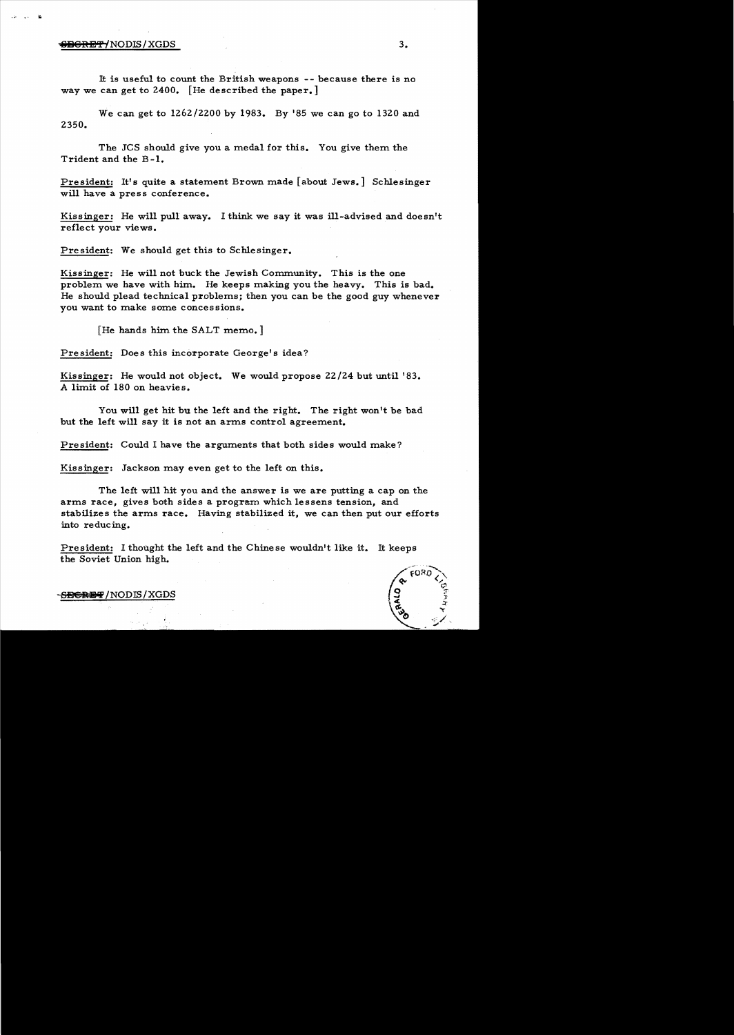It is useful to count the British weapons -- because there is no way we can get to 2400. [He described the paper.]

We can get to 1262/2200 by 1983. By '85 we can go to 1320 and 2350.

The JCS should give you a medal for this. You give them the Trident and the B-1.

President: It's quite a statement Brown made [about Jews.] Schlesinger will have a press conference.

Kissinger: He will pull away. I think we say it was ill-advised and doesn't reflect your views.

President: We should get this to Schlesinger.

Kissinger: He will not buck the Jewish Community. This is the one problem we have with him. He keeps making you the heavy. This is bad. He should plead technical problems; then you can be the good guy whenever you want to make some concessions.

[He hands him the SALT memo.]

President: Does this incorporate George's idea?

Kissinger: He would not object. We would propose 22/24 but until '83. A limit of 180 on heavies.

You will get hit bu the left and the right. The right won't be bad but the left will say it is not an arms control agreement.

President: Could I have the arguments that both sides would make?

Kissinger: Jackson may even get to the left on this.

The left will hit you and the answer is we are putting a cap on the arms race, gives both sides a program which lessens tension, and stabilizes the arms race. Having stabilized it, we can then put our efforts into reducing.

President: I thought the left and the Chinese wouldn't like it. It keeps the Soviet Union high.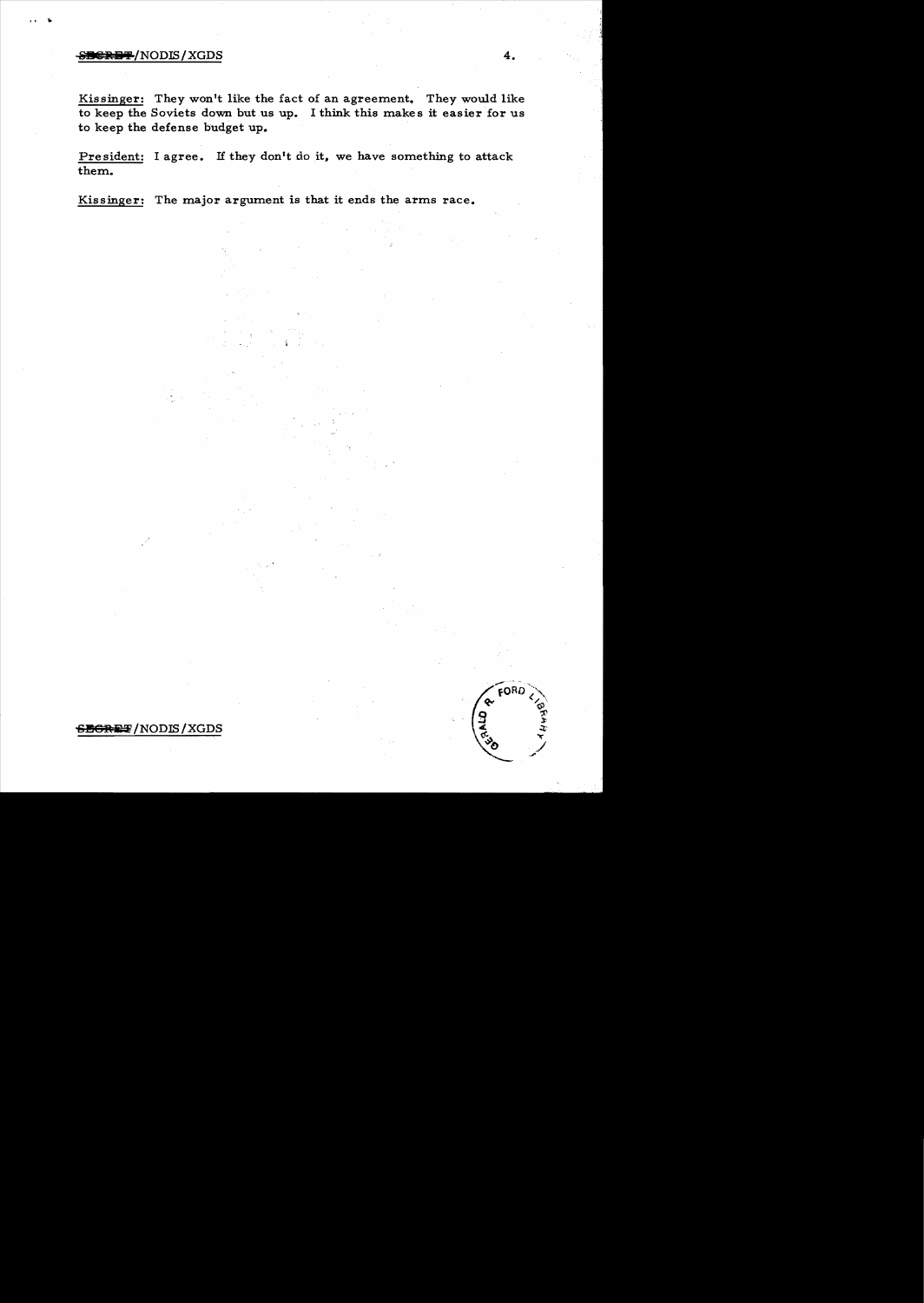Kissinger: They won't like the fact of an agreement. They would like to keep the Soviets down but us up. I think this makes it easier for us to keep the defense budget up.

President: I agree. If they don't do it, we have something to attack them.

Kissinger: The major argument is that it ends the arms race.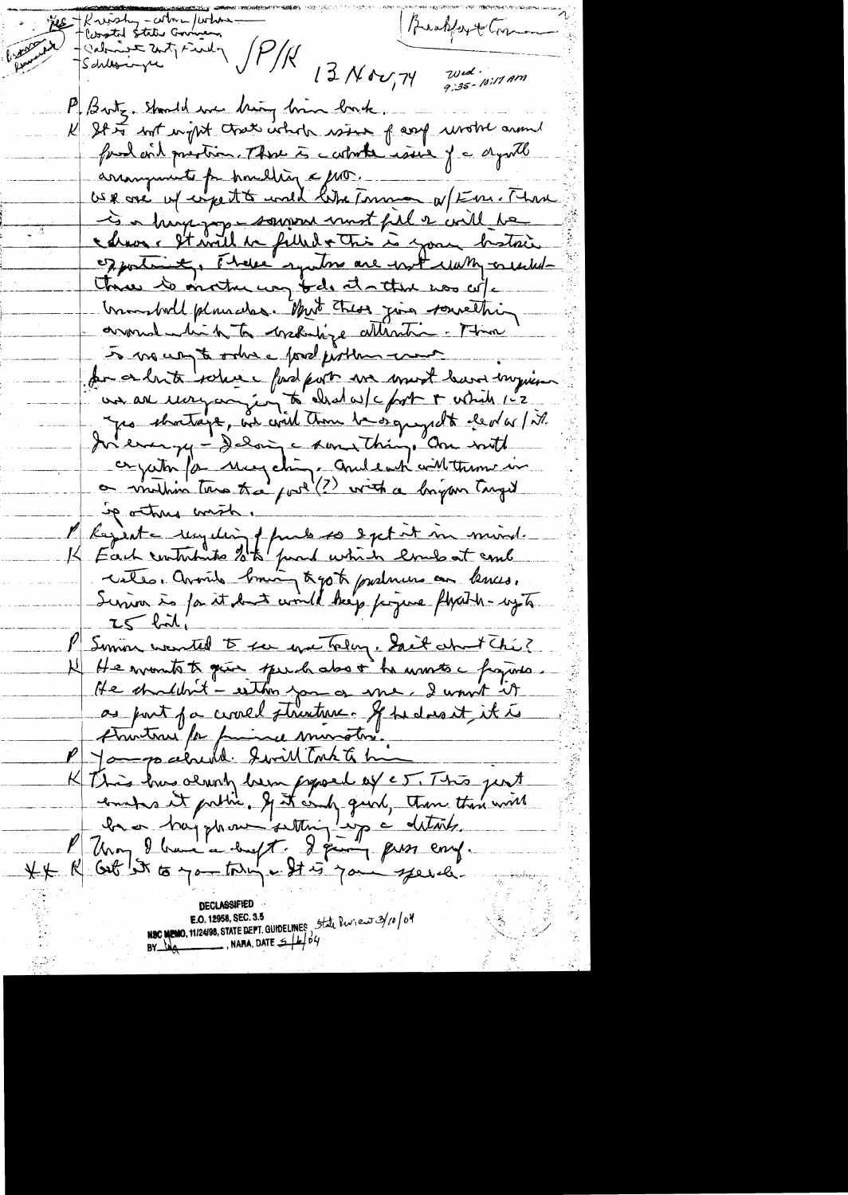- Kissinger - whom / where
- Wasted State Governors
- Cabinet Unity Fundy
- Schlesinger

/P/K

Breakfast & Commerce

13 Nov, 74 Wed. 9:35 - 10:17 AM

P Butz. Should we bring him back.

K It is not right that whole issue of any world around food and production. There is a whole issue of a supply arrangements for handling a [?].

We & one of experts would like Turman w/ Ers. There is a huge gap - someone must fill & will be a disaster. It will be filled & this is your historic opportunity. These agencies are not really oriented. There is another way to do it - there was e/a [?] Marshall Plan. But these give something around which to crystallize attention. There is no way to solve a food problem except

For a better solution food prob. we must have impression we are very anxious to deal w/ food & which 1-2 yrs shortage, we could then be organized to deal w/ it. In energy - doing same thing. One with [?] for recycling. And [?] will [?] in a [?] two to a [?] with a large target of others [?].

P [?] recycling of funds so I get it in mind.

K Each contributes to a fund which lends at conc. rates. Avoids bringing to its production on knees. Simon is for it but would keep figure [?] - up to 25 bil.

P Simon wanted to see me today. Said about this?

K He wants to give speech about & he wants a figure. He shouldn't - either you or me. I want it as part of a world structure. If he does it, it is structured for finance ministers.

P You go ahead. I will talk to him.

K This has already been proposed by e5. This just makes it public. If it only goes, then there will be a hay phone setting up a details.

P Why I have a draft. I giving pres copy.

XX K Get it to you today. It is your speech.

DECLASSIFIED
E.O. 12958, SEC. 3.5
NSC MEMO, 11/24/98, STATE DEPT. GUIDELINES, State Review 3/10/04
BY [?], NARA, DATE 5/6/04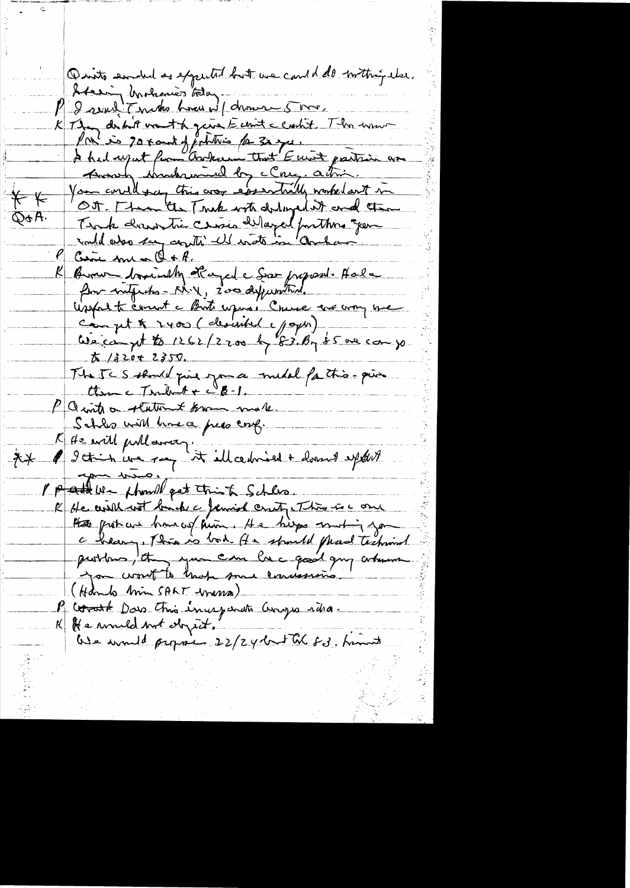Quite ended as expected but we could do nothing else.
Leaving Indonesia today.

P I send Trudeau home w/ dinner S me,

K They didn't want to give Ecuador credit. The women PM is 70 & out of politics for 3 yrs.
I had report from Ankara that Ecevit position was seriously undermined by Cong. action.

** Q&A. You could say this was essentially unrelated in OST. Then the Turk vote delayed it and then Turk drew the crisis delayed further. You could also say anti-US riots in Ankara

P Give me Q & A.

K Brown basically okayed a Sov proposal. Hold flow-mutually—MIRV, 200 differential.
Useful to count Back Bombers. Cruise are way we can get to 2400 (described c paper)
We can get to 1262/2200 by 83. By 85 we can go to 1320 + 2350.
The JCS should give you a medal for this—given them c Trident + c B-1.

P Q with a statement from Mathe.
Schles will have a press conf.

K He will pull away.

** P I think we say it ill advised + doesn't affect your visit.

P Add we should get this to Schles.

K He will not touch c Jewish entity. This is c one the press are hard on him. He keeps wanting you c hearing. This is bad. He should plead technical problems, then you can be c good guy whenever you want to make some concessions.
(Hands him SALT memo)

P Would Dow this in any anti Congress idea.

K He would not object.
We would propose 22/24 but till 83. Limit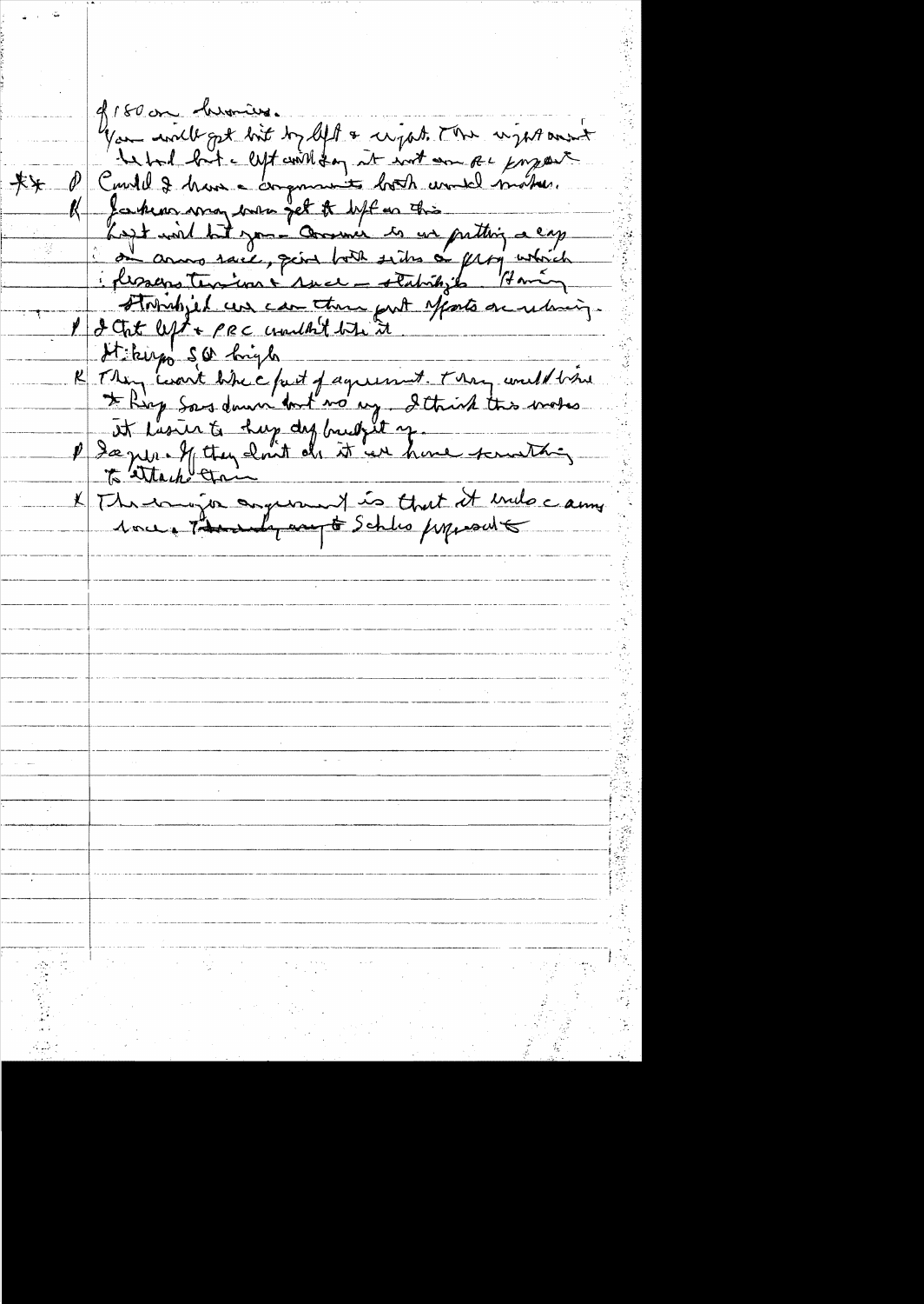of 150 on bombers.

You will get hit by left + right. The right won't be bad but left will say it isn't on PC purpose.

** P Could I have arguments both would make.

K Jackson may even get to left on this.

Left will hit you. Answer is we putting a cap on arms race, given both sides a ceiling which lessens tension + race – stability. Having stabilized we can then put efforts on reducing.

P I think left + PRC wouldn't like it.

It keeps SU high

K They won't like fact of agreement. They would like to keep SU down but no way. I think this makes it easier to keep def budget up.

P I agree. If they don't do it we have something to attack them.

K The major argument is that it ends arms race. Thereby any of Schles proposals